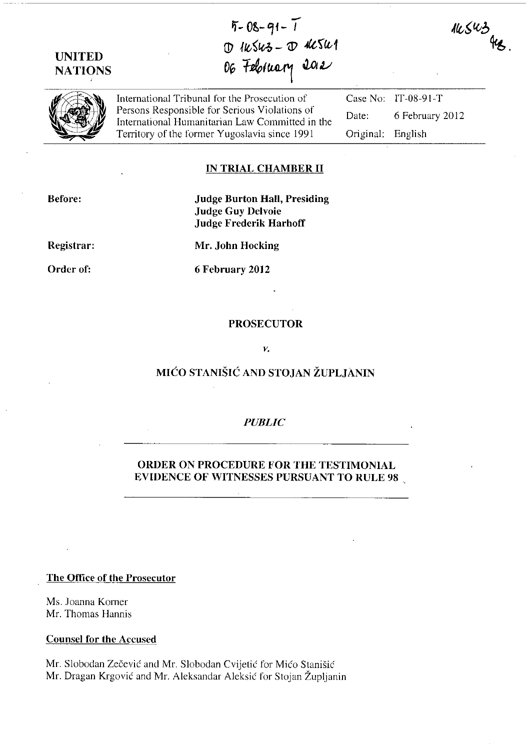IT-08-91-T
D 16543 - D 16541
06 February 2012

16543 PG.

UNITED NATIONS

International Tribunal for the Prosecution of Persons Responsible for Serious Violations of International Humanitarian Law Committed in the Territory of the former Yugoslavia since 1991

Case No: IT-08-91-T

Date: 6 February 2012

Original: English

**IN TRIAL CHAMBER II**

**Before:** **Judge Burton Hall, Presiding**
**Judge Guy Delvoie**
**Judge Frederik Harhoff**

**Registrar:** **Mr. John Hocking**

**Order of:** **6 February 2012**

**PROSECUTOR**

*v.*

**MIĆO STANIŠIĆ AND STOJAN ŽUPLJANIN**

*PUBLIC*

**ORDER ON PROCEDURE FOR THE TESTIMONIAL EVIDENCE OF WITNESSES PURSUANT TO RULE 98**

**The Office of the Prosecutor**

Ms. Joanna Korner
Mr. Thomas Hannis

**Counsel for the Accused**

Mr. Slobodan Zečević and Mr. Slobodan Cvijetić for Mićo Stanišić
Mr. Dragan Krgović and Mr. Aleksandar Aleksić for Stojan Župljanin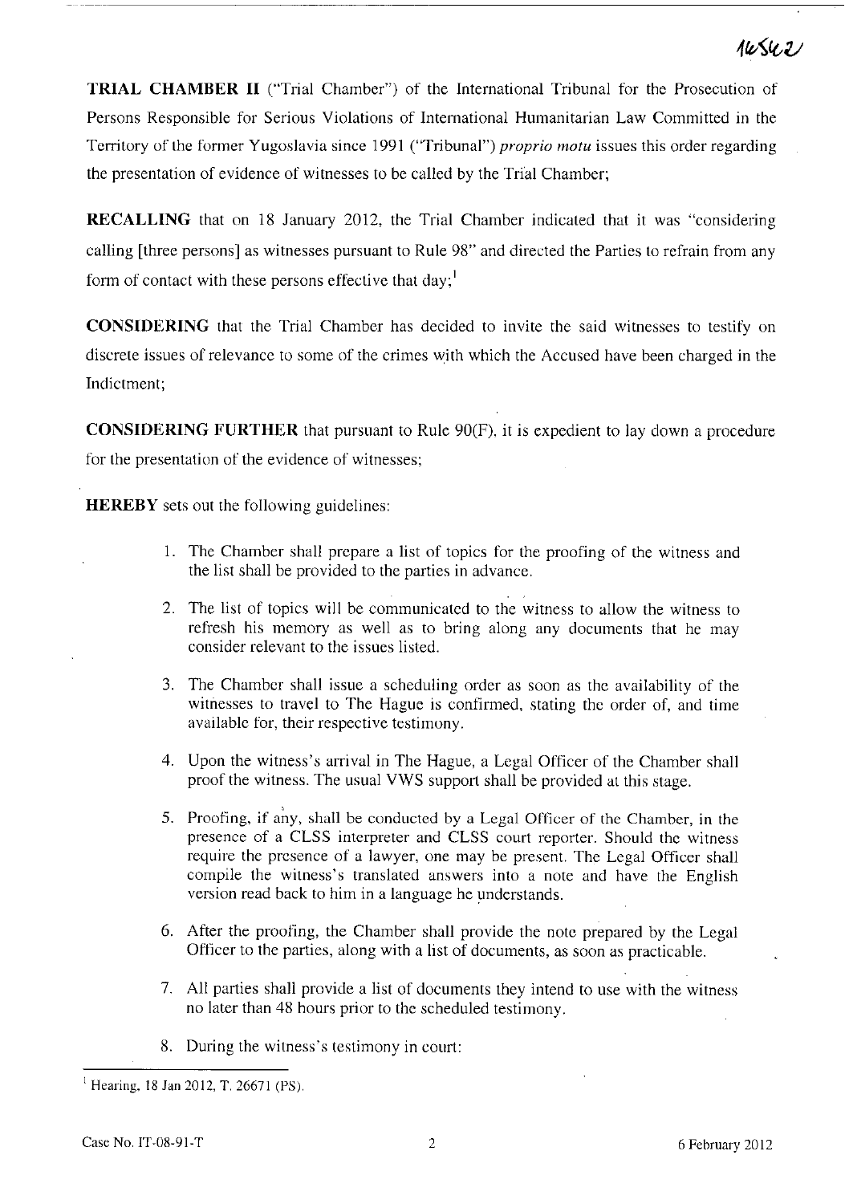**TRIAL CHAMBER II** ("Trial Chamber") of the International Tribunal for the Prosecution of Persons Responsible for Serious Violations of International Humanitarian Law Committed in the Territory of the former Yugoslavia since 1991 ("Tribunal") *proprio motu* issues this order regarding the presentation of evidence of witnesses to be called by the Trial Chamber;

**RECALLING** that on 18 January 2012, the Trial Chamber indicated that it was "considering calling [three persons] as witnesses pursuant to Rule 98" and directed the Parties to refrain from any form of contact with these persons effective that day;[1]

**CONSIDERING** that the Trial Chamber has decided to invite the said witnesses to testify on discrete issues of relevance to some of the crimes with which the Accused have been charged in the Indictment;

**CONSIDERING FURTHER** that pursuant to Rule 90(F), it is expedient to lay down a procedure for the presentation of the evidence of witnesses;

**HEREBY** sets out the following guidelines:

1. The Chamber shall prepare a list of topics for the proofing of the witness and the list shall be provided to the parties in advance.
2. The list of topics will be communicated to the witness to allow the witness to refresh his memory as well as to bring along any documents that he may consider relevant to the issues listed.
3. The Chamber shall issue a scheduling order as soon as the availability of the witnesses to travel to The Hague is confirmed, stating the order of, and time available for, their respective testimony.
4. Upon the witness's arrival in The Hague, a Legal Officer of the Chamber shall proof the witness. The usual VWS support shall be provided at this stage.
5. Proofing, if any, shall be conducted by a Legal Officer of the Chamber, in the presence of a CLSS interpreter and CLSS court reporter. Should the witness require the presence of a lawyer, one may be present. The Legal Officer shall compile the witness's translated answers into a note and have the English version read back to him in a language he understands.
6. After the proofing, the Chamber shall provide the note prepared by the Legal Officer to the parties, along with a list of documents, as soon as practicable.
7. All parties shall provide a list of documents they intend to use with the witness no later than 48 hours prior to the scheduled testimony.
8. During the witness's testimony in court:

[1] Hearing, 18 Jan 2012, T. 26671 (PS).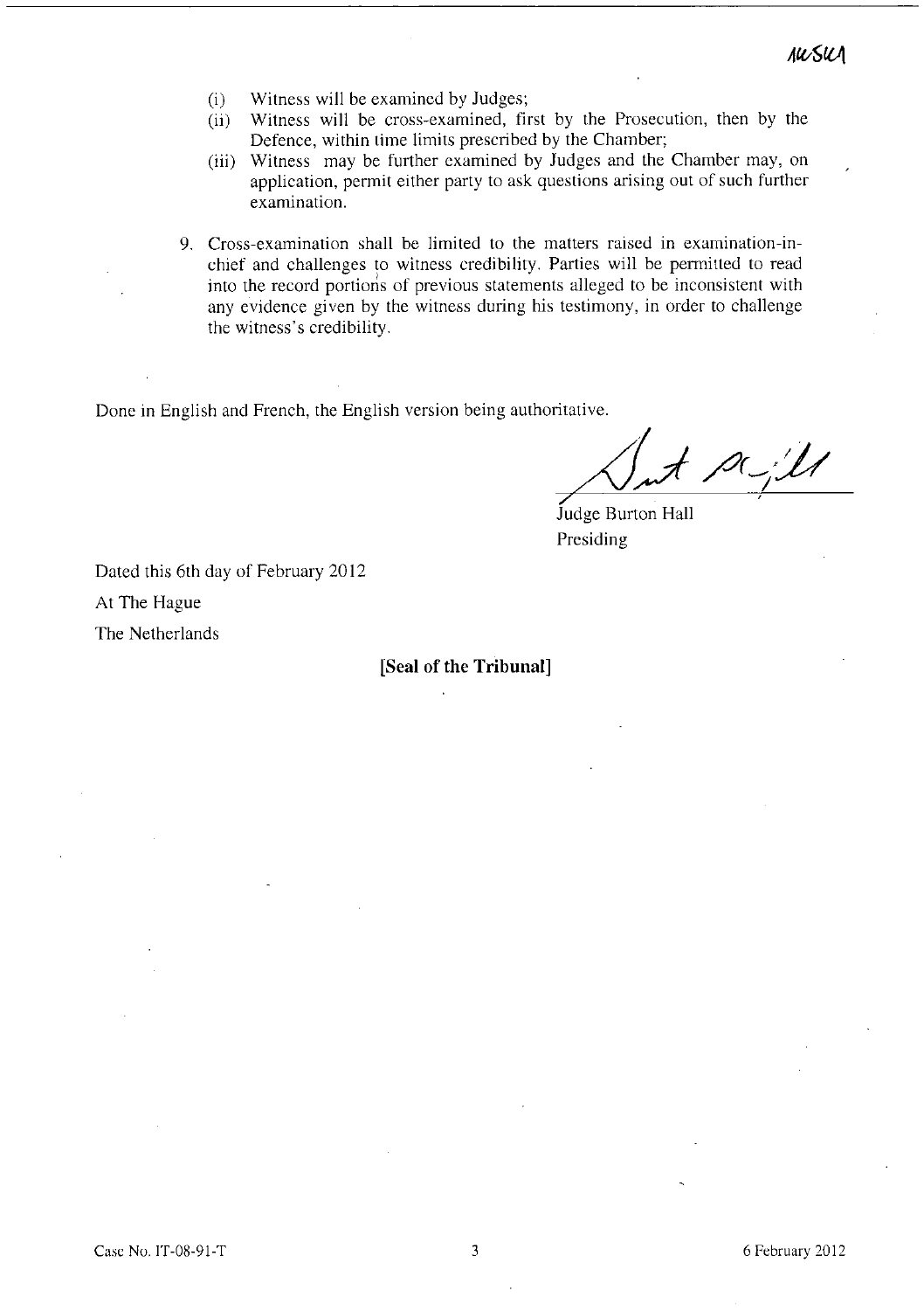(i) Witness will be examined by Judges;
(ii) Witness will be cross-examined, first by the Prosecution, then by the Defence, within time limits prescribed by the Chamber;
(iii) Witness may be further examined by Judges and the Chamber may, on application, permit either party to ask questions arising out of such further examination.

9. Cross-examination shall be limited to the matters raised in examination-in-chief and challenges to witness credibility. Parties will be permitted to read into the record portions of previous statements alleged to be inconsistent with any evidence given by the witness during his testimony, in order to challenge the witness's credibility.

Done in English and French, the English version being authoritative.

Judge Burton Hall
Presiding

Dated this 6th day of February 2012
At The Hague
The Netherlands

**[Seal of the Tribunal]**